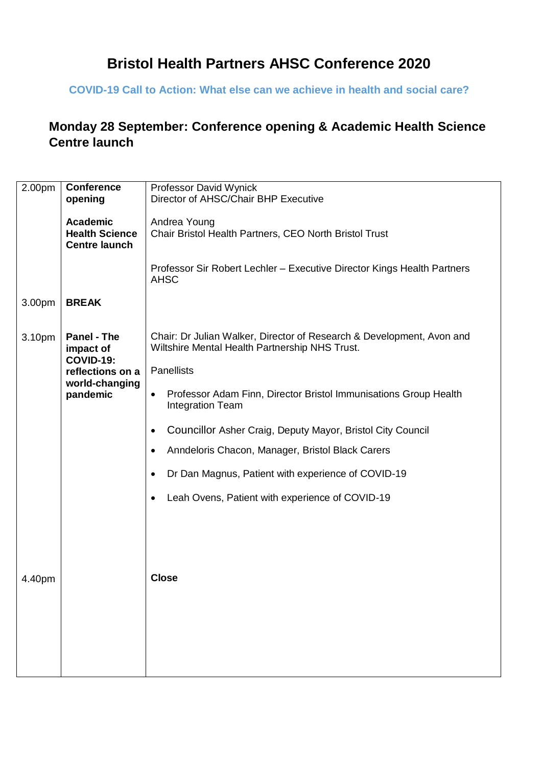# Bristol Health Partners AHSC Conference 2020

**COVID-19 Call to Action: What else can we achieve in health and social care?**

## Monday 28 September: Conference opening & Academic Health Science Centre launch

| | | |
|---|---|---|
| 2.00pm | **Conference opening**<br><br>**Academic Health Science Centre launch** | Professor David Wynick<br>Director of AHSC/Chair BHP Executive<br><br>Andrea Young<br>Chair Bristol Health Partners, CEO North Bristol Trust<br><br>Professor Sir Robert Lechler – Executive Director Kings Health Partners AHSC |
| 3.00pm | **BREAK** | |
| 3.10pm | **Panel - The impact of COVID-19: reflections on a world-changing pandemic** | Chair: Dr Julian Walker, Director of Research & Development, Avon and Wiltshire Mental Health Partnership NHS Trust.<br><br>Panellists<br><br>• Professor Adam Finn, Director Bristol Immunisations Group Health Integration Team<br>• Councillor Asher Craig, Deputy Mayor, Bristol City Council<br>• Anndeloris Chacon, Manager, Bristol Black Carers<br>• Dr Dan Magnus, Patient with experience of COVID-19<br>• Leah Ovens, Patient with experience of COVID-19 |
| 4.40pm | | **Close** |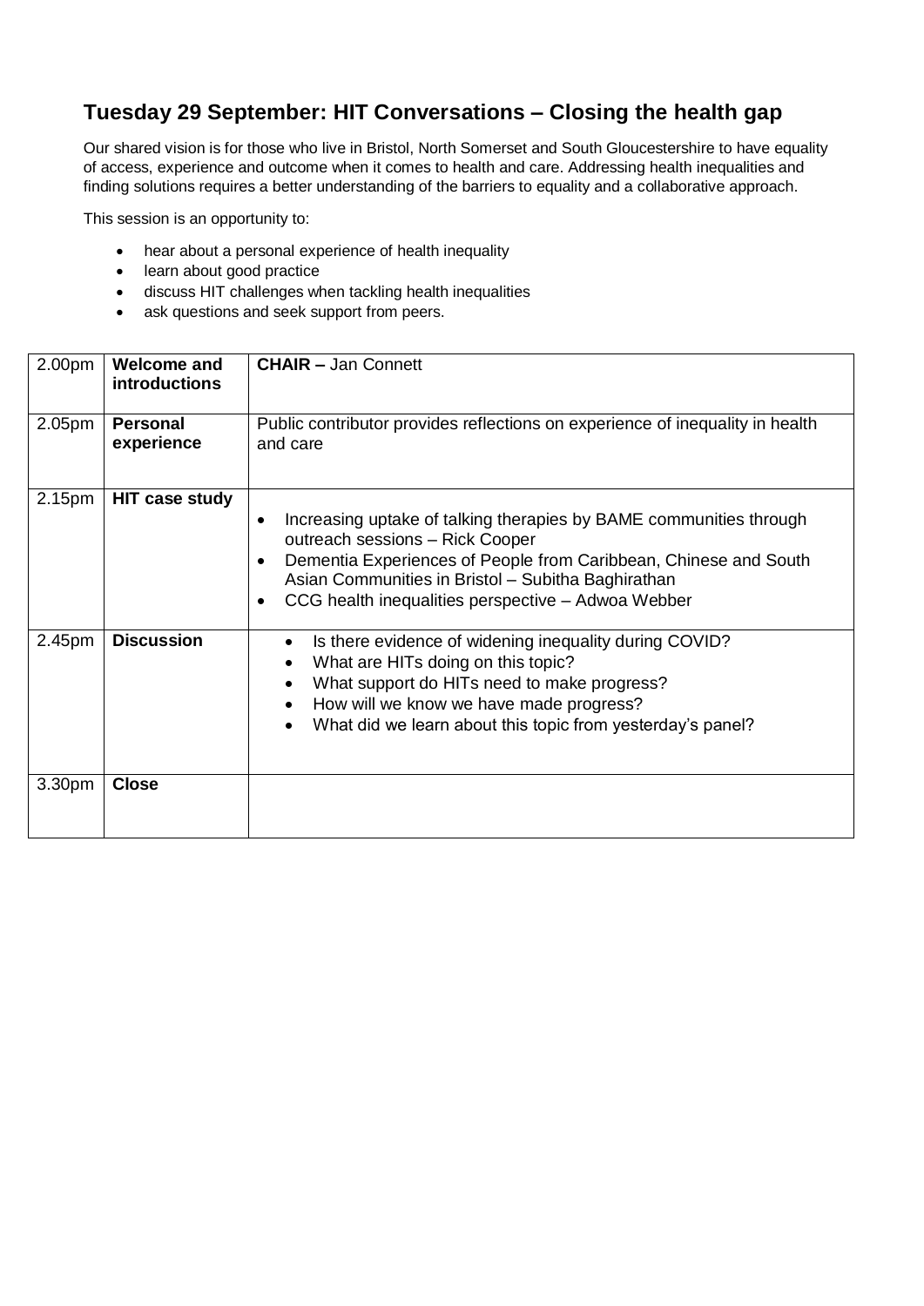## Tuesday 29 September: HIT Conversations – Closing the health gap

Our shared vision is for those who live in Bristol, North Somerset and South Gloucestershire to have equality of access, experience and outcome when it comes to health and care. Addressing health inequalities and finding solutions requires a better understanding of the barriers to equality and a collaborative approach.

This session is an opportunity to:

- hear about a personal experience of health inequality
- learn about good practice
- discuss HIT challenges when tackling health inequalities
- ask questions and seek support from peers.

| | | |
|---|---|---|
| 2.00pm | **Welcome and introductions** | **CHAIR –** Jan Connett |
| 2.05pm | **Personal experience** | Public contributor provides reflections on experience of inequality in health and care |
| 2.15pm | **HIT case study** | • Increasing uptake of talking therapies by BAME communities through outreach sessions – Rick Cooper<br>• Dementia Experiences of People from Caribbean, Chinese and South Asian Communities in Bristol – Subitha Baghirathan<br>• CCG health inequalities perspective – Adwoa Webber |
| 2.45pm | **Discussion** | • Is there evidence of widening inequality during COVID?<br>• What are HITs doing on this topic?<br>• What support do HITs need to make progress?<br>• How will we know we have made progress?<br>• What did we learn about this topic from yesterday's panel? |
| 3.30pm | **Close** | |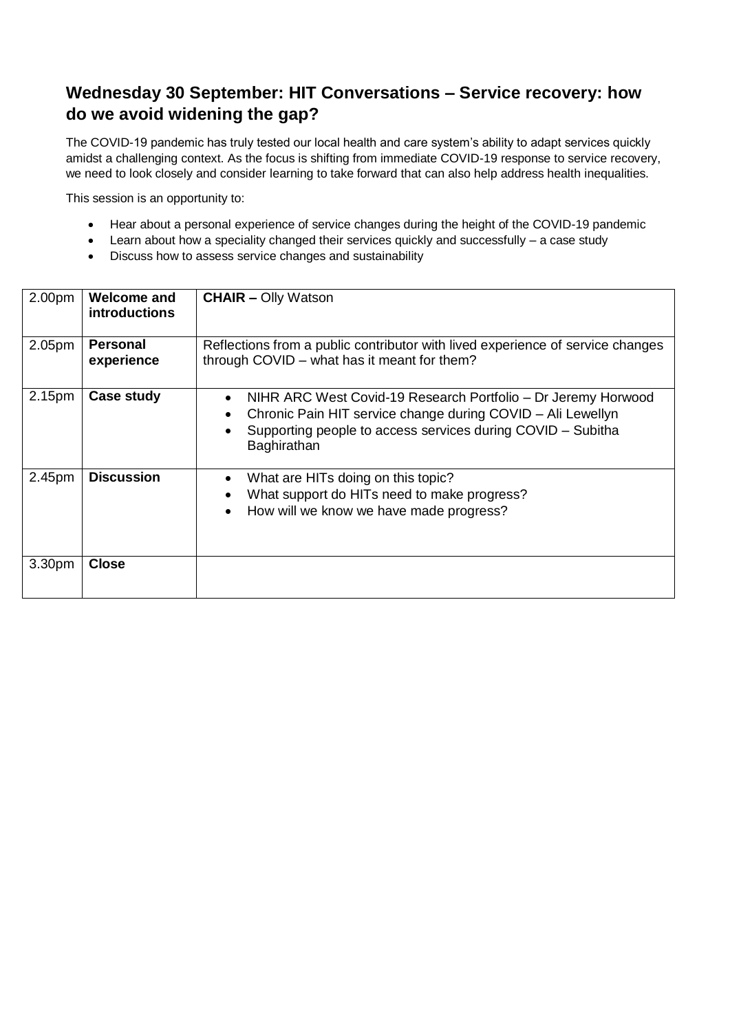## Wednesday 30 September: HIT Conversations – Service recovery: how do we avoid widening the gap?

The COVID-19 pandemic has truly tested our local health and care system's ability to adapt services quickly amidst a challenging context. As the focus is shifting from immediate COVID-19 response to service recovery, we need to look closely and consider learning to take forward that can also help address health inequalities.

This session is an opportunity to:

- Hear about a personal experience of service changes during the height of the COVID-19 pandemic
- Learn about how a speciality changed their services quickly and successfully – a case study
- Discuss how to assess service changes and sustainability

| | | |
|---|---|---|
| 2.00pm | **Welcome and introductions** | **CHAIR –** Olly Watson |
| 2.05pm | **Personal experience** | Reflections from a public contributor with lived experience of service changes through COVID – what has it meant for them? |
| 2.15pm | **Case study** | • NIHR ARC West Covid-19 Research Portfolio – Dr Jeremy Horwood<br>• Chronic Pain HIT service change during COVID – Ali Lewellyn<br>• Supporting people to access services during COVID – Subitha Baghirathan |
| 2.45pm | **Discussion** | • What are HITs doing on this topic?<br>• What support do HITs need to make progress?<br>• How will we know we have made progress? |
| 3.30pm | **Close** | |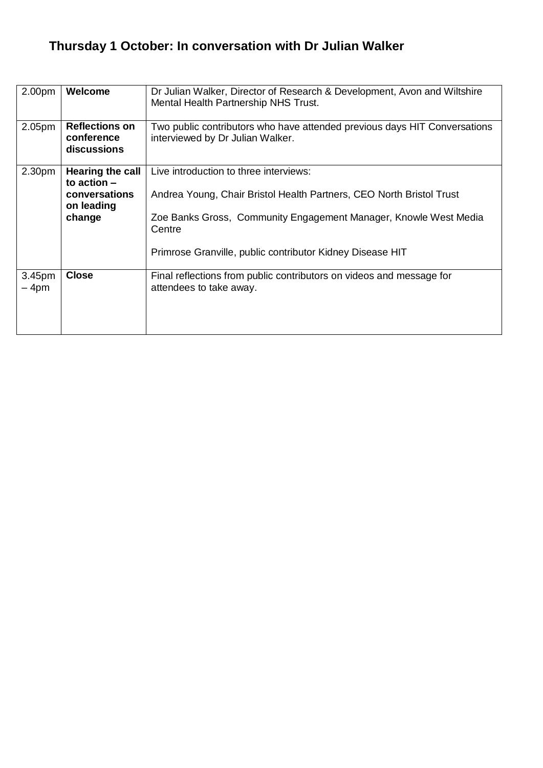## Thursday 1 October: In conversation with Dr Julian Walker

| | | |
|---|---|---|
| 2.00pm | **Welcome** | Dr Julian Walker, Director of Research & Development, Avon and Wiltshire Mental Health Partnership NHS Trust. |
| 2.05pm | **Reflections on conference discussions** | Two public contributors who have attended previous days HIT Conversations interviewed by Dr Julian Walker. |
| 2.30pm | **Hearing the call to action – conversations on leading change** | Live introduction to three interviews:<br><br>Andrea Young, Chair Bristol Health Partners, CEO North Bristol Trust<br><br>Zoe Banks Gross, Community Engagement Manager, Knowle West Media Centre<br><br>Primrose Granville, public contributor Kidney Disease HIT |
| 3.45pm – 4pm | **Close** | Final reflections from public contributors on videos and message for attendees to take away. |